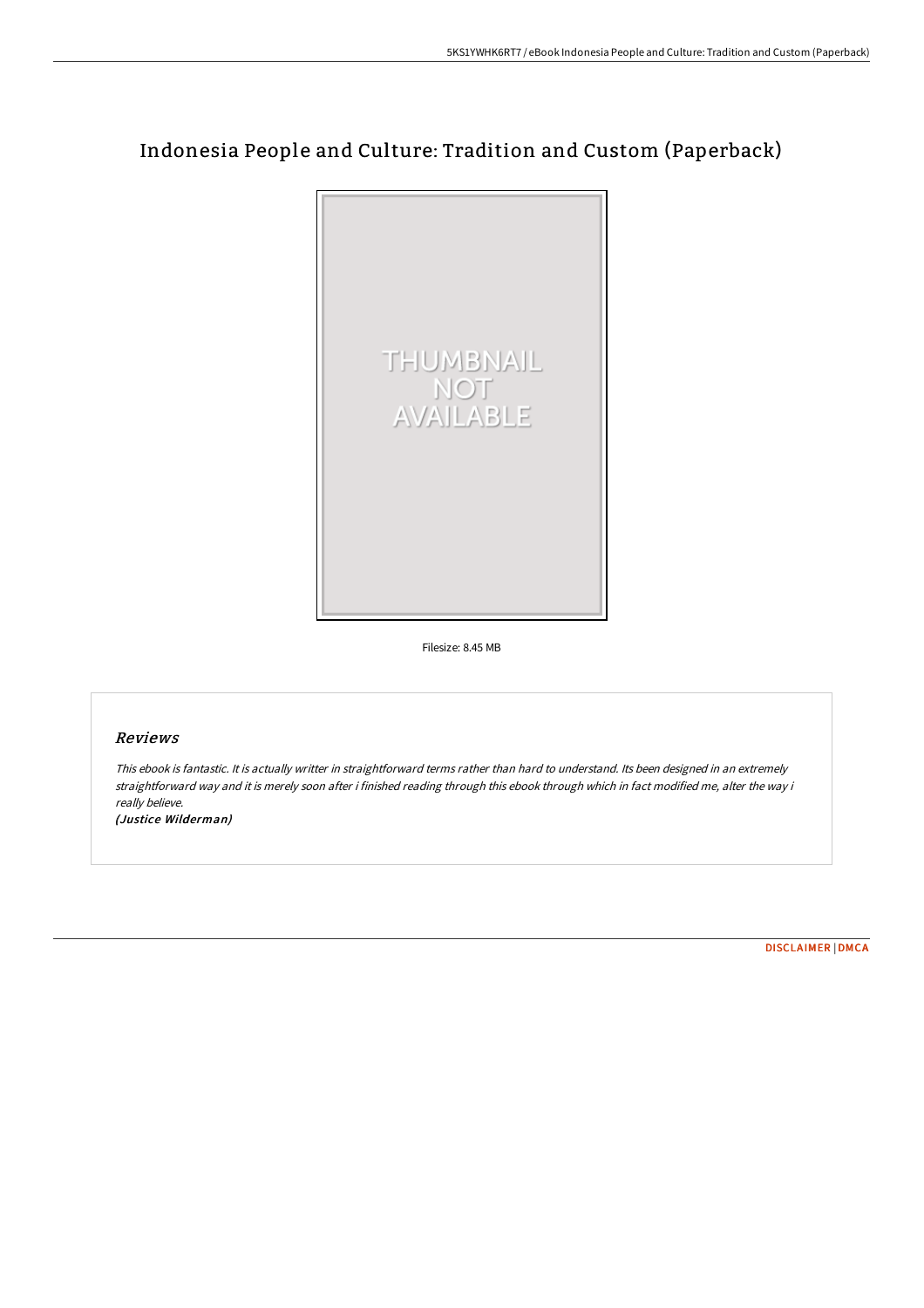# Indonesia People and Culture: Tradition and Custom (Paperback)

THUMBNAIL NOT AVAILABLE

Filesize: 8.45 MB

## Reviews

*This ebook is fantastic. It is actually writter in straightforward terms rather than hard to understand. Its been designed in an extremely straightforward way and it is merely soon after i finished reading through this ebook through which in fact modified me, alter the way i really believe.*

***(Justice Wilderman)***

DISCLAIMER | DMCA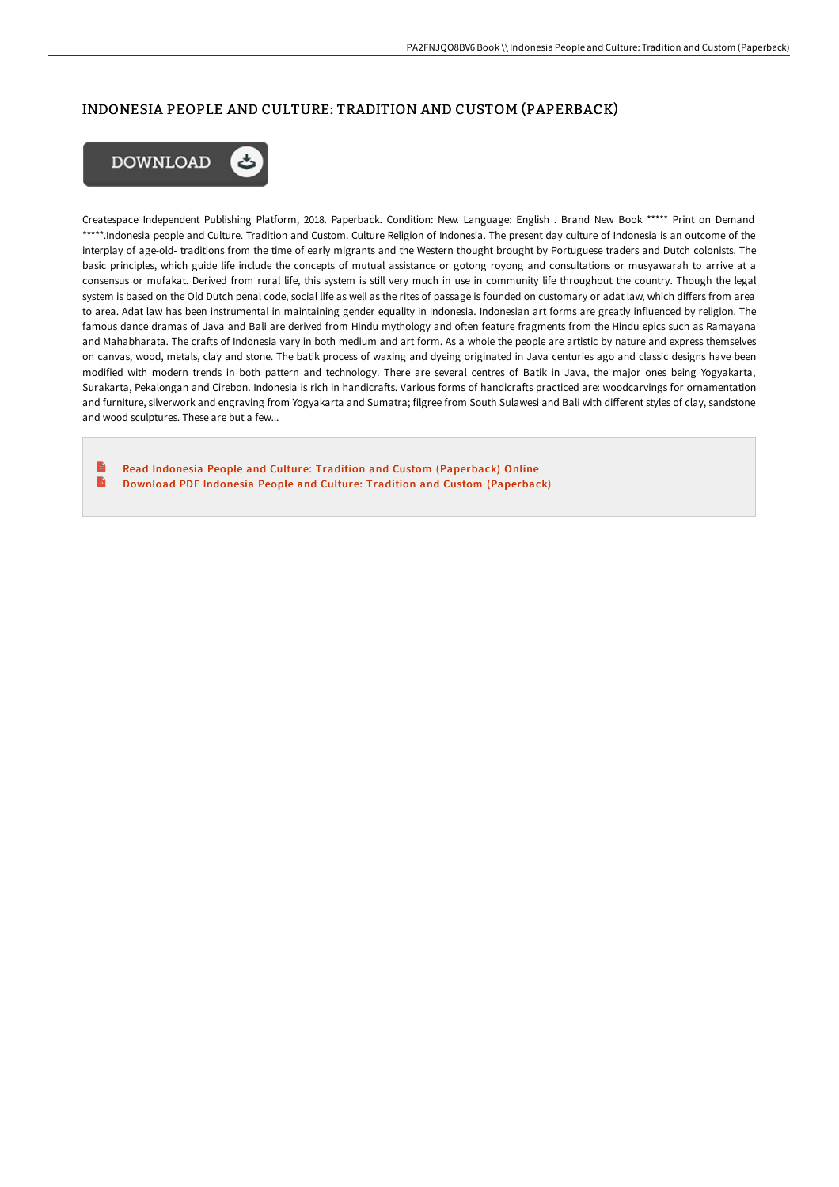# INDONESIA PEOPLE AND CULTURE: TRADITION AND CUSTOM (PAPERBACK)

DOWNLOAD

Createspace Independent Publishing Platform, 2018. Paperback. Condition: New. Language: English . Brand New Book ***** Print on Demand *****.Indonesia people and Culture. Tradition and Custom. Culture Religion of Indonesia. The present day culture of Indonesia is an outcome of the interplay of age-old- traditions from the time of early migrants and the Western thought brought by Portuguese traders and Dutch colonists. The basic principles, which guide life include the concepts of mutual assistance or gotong royong and consultations or musyawarah to arrive at a consensus or mufakat. Derived from rural life, this system is still very much in use in community life throughout the country. Though the legal system is based on the Old Dutch penal code, social life as well as the rites of passage is founded on customary or adat law, which differs from area to area. Adat law has been instrumental in maintaining gender equality in Indonesia. Indonesian art forms are greatly influenced by religion. The famous dance dramas of Java and Bali are derived from Hindu mythology and often feature fragments from the Hindu epics such as Ramayana and Mahabharata. The crafts of Indonesia vary in both medium and art form. As a whole the people are artistic by nature and express themselves on canvas, wood, metals, clay and stone. The batik process of waxing and dyeing originated in Java centuries ago and classic designs have been modified with modern trends in both pattern and technology. There are several centres of Batik in Java, the major ones being Yogyakarta, Surakarta, Pekalongan and Cirebon. Indonesia is rich in handicrafts. Various forms of handicrafts practiced are: woodcarvings for ornamentation and furniture, silverwork and engraving from Yogyakarta and Sumatra; filgree from South Sulawesi and Bali with different styles of clay, sandstone and wood sculptures. These are but a few...

Read Indonesia People and Culture: Tradition and Custom (Paperback) Online

Download PDF Indonesia People and Culture: Tradition and Custom (Paperback)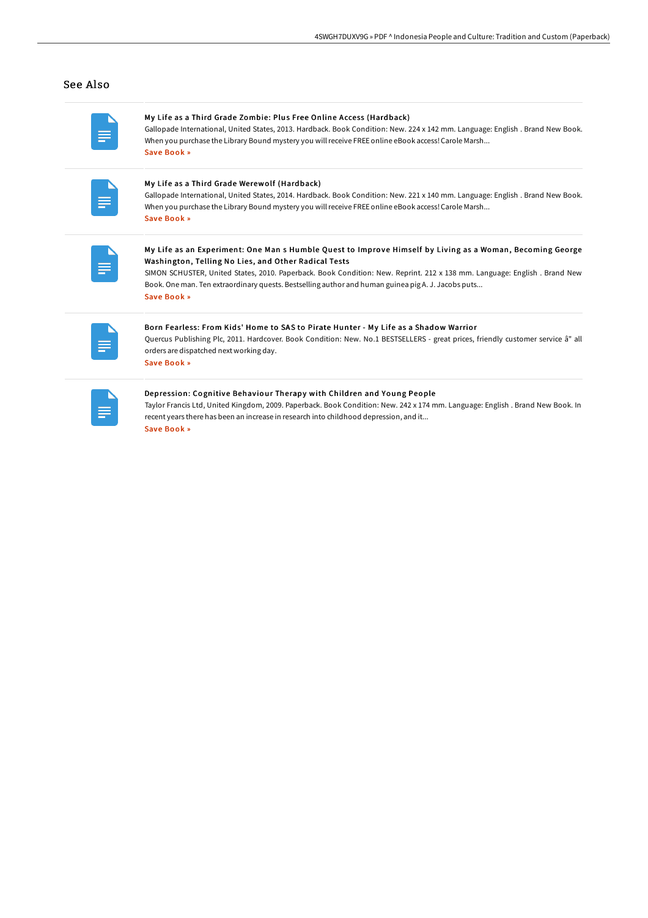## See Also

### My Life as a Third Grade Zombie: Plus Free Online Access (Hardback)

Gallopade International, United States, 2013. Hardback. Book Condition: New. 224 x 142 mm. Language: English . Brand New Book. When you purchase the Library Bound mystery you will receive FREE online eBook access! Carole Marsh...

Save Book »

### My Life as a Third Grade Werewolf (Hardback)

Gallopade International, United States, 2014. Hardback. Book Condition: New. 221 x 140 mm. Language: English . Brand New Book. When you purchase the Library Bound mystery you will receive FREE online eBook access! Carole Marsh...

Save Book »

### My Life as an Experiment: One Man s Humble Quest to Improve Himself by Living as a Woman, Becoming George Washington, Telling No Lies, and Other Radical Tests

SIMON SCHUSTER, United States, 2010. Paperback. Book Condition: New. Reprint. 212 x 138 mm. Language: English . Brand New Book. One man. Ten extraordinary quests. Bestselling author and human guinea pig A. J. Jacobs puts...

Save Book »

### Born Fearless: From Kids' Home to SAS to Pirate Hunter - My Life as a Shadow Warrior

Quercus Publishing Plc, 2011. Hardcover. Book Condition: New. No.1 BESTSELLERS - great prices, friendly customer service â" all orders are dispatched next working day.

Save Book »

### Depression: Cognitive Behaviour Therapy with Children and Young People

Taylor Francis Ltd, United Kingdom, 2009. Paperback. Book Condition: New. 242 x 174 mm. Language: English . Brand New Book. In recent years there has been an increase in research into childhood depression, and it...

Save Book »